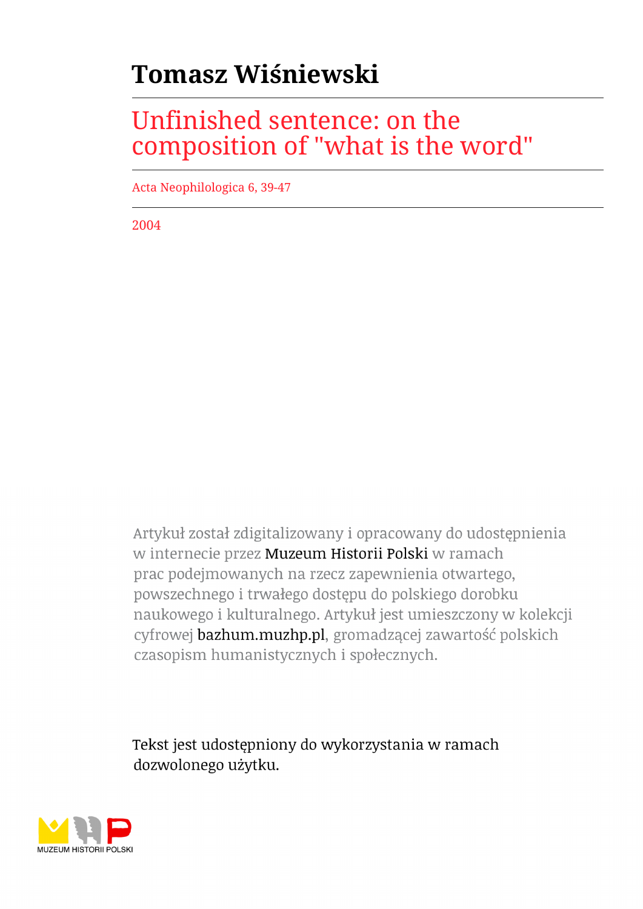# Tomasz Wiśniewski

## Unfinished sentence: on the composition of "what is the word"

Acta Neophilologica 6, 39-47

2004

Artykuł został zdigitalizowany i opracowany do udostępnienia w internecie przez Muzeum Historii Polski w ramach prac podejmowanych na rzecz zapewnienia otwartego, powszechnego i trwałego dostępu do polskiego dorobku naukowego i kulturalnego. Artykuł jest umieszczony w kolekcji cyfrowej bazhum.muzhp.pl, gromadzącej zawartość polskich czasopism humanistycznych i społecznych.

Tekst jest udostępniony do wykorzystania w ramach dozwolonego użytku.

MUZEUM HISTORII POLSKI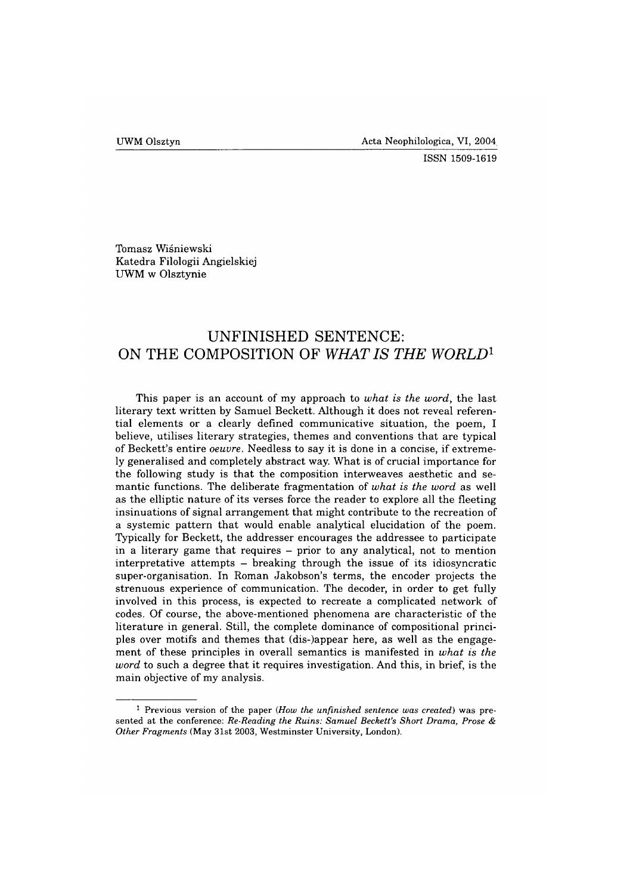Tomasz Wiśniewski
Katedra Filologii Angielskiej
UWM w Olsztynie

# UNFINISHED SENTENCE: ON THE COMPOSITION OF *WHAT IS THE WORLD*[1]

This paper is an account of my approach to *what is the word*, the last literary text written by Samuel Beckett. Although it does not reveal referential elements or a clearly defined communicative situation, the poem, I believe, utilises literary strategies, themes and conventions that are typical of Beckett's entire *oeuvre*. Needless to say it is done in a concise, if extremely generalised and completely abstract way. What is of crucial importance for the following study is that the composition interweaves aesthetic and semantic functions. The deliberate fragmentation of *what is the word* as well as the elliptic nature of its verses force the reader to explore all the fleeting insinuations of signal arrangement that might contribute to the recreation of a systemic pattern that would enable analytical elucidation of the poem. Typically for Beckett, the addresser encourages the addressee to participate in a literary game that requires – prior to any analytical, not to mention interpretative attempts – breaking through the issue of its idiosyncratic super-organisation. In Roman Jakobson's terms, the encoder projects the strenuous experience of communication. The decoder, in order to get fully involved in this process, is expected to recreate a complicated network of codes. Of course, the above-mentioned phenomena are characteristic of the literature in general. Still, the complete dominance of compositional principles over motifs and themes that (dis-)appear here, as well as the engagement of these principles in overall semantics is manifested in *what is the word* to such a degree that it requires investigation. And this, in brief, is the main objective of my analysis.

---

[1] Previous version of the paper (*How the unfinished sentence was created*) was presented at the conference: *Re-Reading the Ruins: Samuel Beckett's Short Drama, Prose & Other Fragments* (May 31st 2003, Westminster University, London).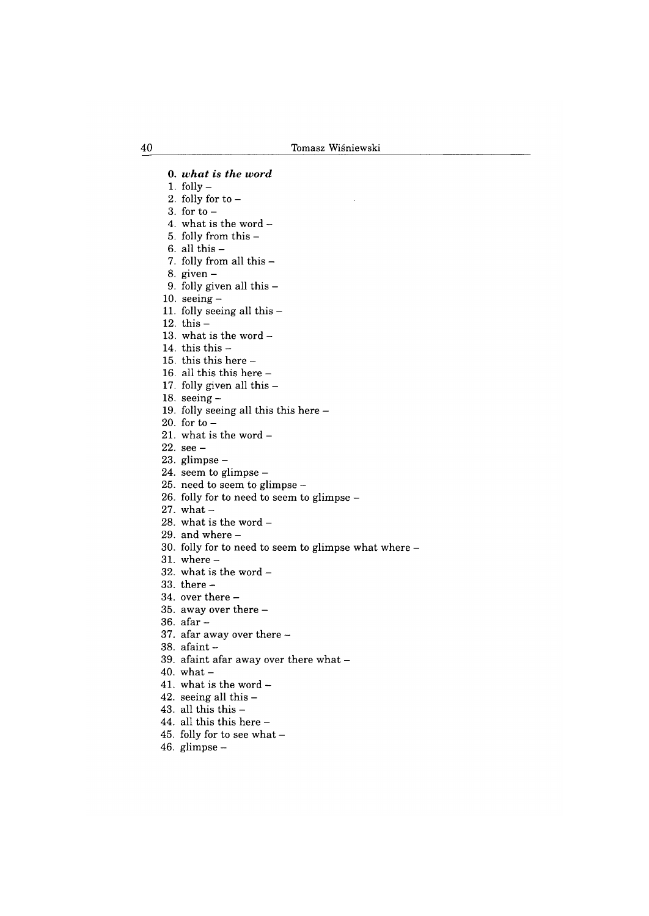**0. *what is the word***

1. folly –
2. folly for to –
3. for to –
4. what is the word –
5. folly from this –
6. all this –
7. folly from all this –
8. given –
9. folly given all this –
10. seeing –
11. folly seeing all this –
12. this –
13. what is the word –
14. this this –
15. this this here –
16. all this this here –
17. folly given all this –
18. seeing –
19. folly seeing all this this here –
20. for to –
21. what is the word –
22. see –
23. glimpse –
24. seem to glimpse –
25. need to seem to glimpse –
26. folly for to need to seem to glimpse –
27. what –
28. what is the word –
29. and where –
30. folly for to need to seem to glimpse what where –
31. where –
32. what is the word –
33. there –
34. over there –
35. away over there –
36. afar –
37. afar away over there –
38. afaint –
39. afaint afar away over there what –
40. what –
41. what is the word –
42. seeing all this –
43. all this this –
44. all this this here –
45. folly for to see what –
46. glimpse –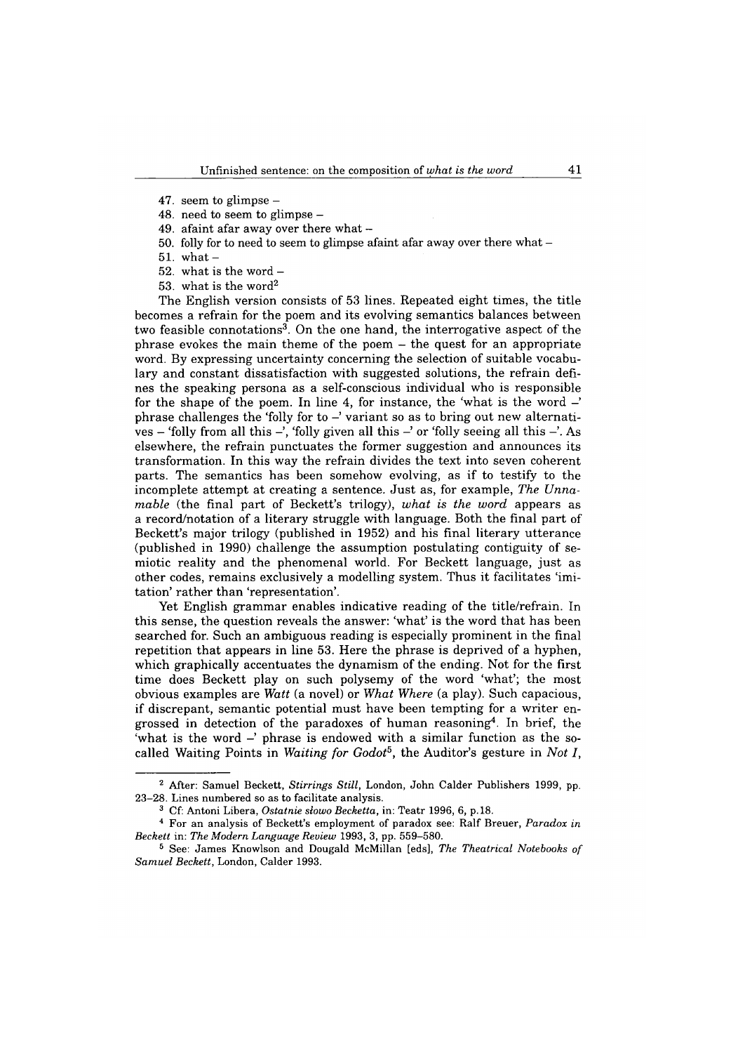47. seem to glimpse –
48. need to seem to glimpse –
49. afaint afar away over there what –
50. folly for to need to seem to glimpse afaint afar away over there what –
51. what –
52. what is the word –
53. what is the word[2]

The English version consists of 53 lines. Repeated eight times, the title becomes a refrain for the poem and its evolving semantics balances between two feasible connotations[3]. On the one hand, the interrogative aspect of the phrase evokes the main theme of the poem – the quest for an appropriate word. By expressing uncertainty concerning the selection of suitable vocabulary and constant dissatisfaction with suggested solutions, the refrain defines the speaking persona as a self-conscious individual who is responsible for the shape of the poem. In line 4, for instance, the 'what is the word –' phrase challenges the 'folly for to –' variant so as to bring out new alternatives – 'folly from all this –', 'folly given all this –' or 'folly seeing all this –'. As elsewhere, the refrain punctuates the former suggestion and announces its transformation. In this way the refrain divides the text into seven coherent parts. The semantics has been somehow evolving, as if to testify to the incomplete attempt at creating a sentence. Just as, for example, *The Unnamable* (the final part of Beckett's trilogy), *what is the word* appears as a record/notation of a literary struggle with language. Both the final part of Beckett's major trilogy (published in 1952) and his final literary utterance (published in 1990) challenge the assumption postulating contiguity of semiotic reality and the phenomenal world. For Beckett language, just as other codes, remains exclusively a modelling system. Thus it facilitates 'imitation' rather than 'representation'.

Yet English grammar enables indicative reading of the title/refrain. In this sense, the question reveals the answer: 'what' is the word that has been searched for. Such an ambiguous reading is especially prominent in the final repetition that appears in line 53. Here the phrase is deprived of a hyphen, which graphically accentuates the dynamism of the ending. Not for the first time does Beckett play on such polysemy of the word 'what'; the most obvious examples are *Watt* (a novel) or *What Where* (a play). Such capacious, if discrepant, semantic potential must have been tempting for a writer engrossed in detection of the paradoxes of human reasoning[4]. In brief, the 'what is the word –' phrase is endowed with a similar function as the so-called Waiting Points in *Waiting for Godot*[5], the Auditor's gesture in *Not I*,

---

[2] After: Samuel Beckett, *Stirrings Still*, London, John Calder Publishers 1999, pp. 23–28. Lines numbered so as to facilitate analysis.

[3] Cf: Antoni Libera, *Ostatnie słowo Becketta*, in: Teatr 1996, 6, p.18.

[4] For an analysis of Beckett's employment of paradox see: Ralf Breuer, *Paradox in Beckett* in: *The Modern Language Review* 1993, 3, pp. 559–580.

[5] See: James Knowlson and Dougald McMillan [eds], *The Theatrical Notebooks of Samuel Beckett*, London, Calder 1993.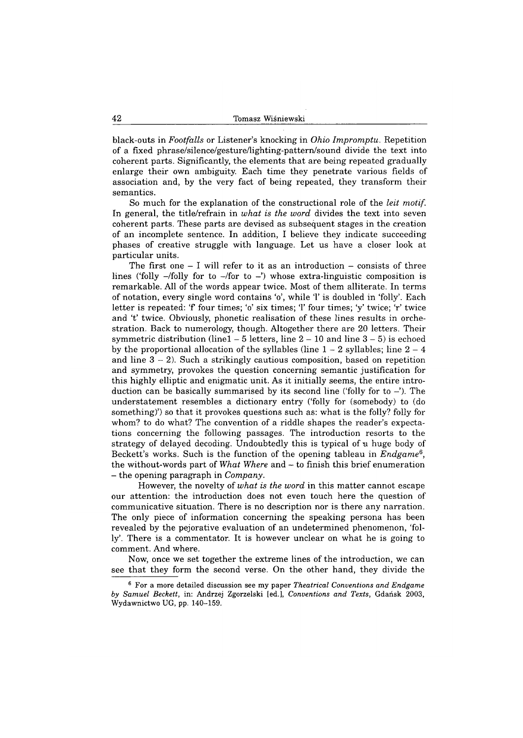black-outs in *Footfalls* or Listener's knocking in *Ohio Impromptu*. Repetition of a fixed phrase/silence/gesture/lighting-pattern/sound divide the text into coherent parts. Significantly, the elements that are being repeated gradually enlarge their own ambiguity. Each time they penetrate various fields of association and, by the very fact of being repeated, they transform their semantics.

So much for the explanation of the constructional role of the *leit motif*. In general, the title/refrain in *what is the word* divides the text into seven coherent parts. These parts are devised as subsequent stages in the creation of an incomplete sentence. In addition, I believe they indicate succeeding phases of creative struggle with language. Let us have a closer look at particular units.

The first one – I will refer to it as an introduction – consists of three lines ('folly –/folly for to –/for to –') whose extra-linguistic composition is remarkable. All of the words appear twice. Most of them alliterate. In terms of notation, every single word contains 'o', while 'l' is doubled in 'folly'. Each letter is repeated: 'f' four times; 'o' six times; 'l' four times; 'y' twice; 'r' twice and 't' twice. Obviously, phonetic realisation of these lines results in orchestration. Back to numerology, though. Altogether there are 20 letters. Their symmetric distribution (line1 – 5 letters, line 2 – 10 and line 3 – 5) is echoed by the proportional allocation of the syllables (line 1 – 2 syllables; line 2 – 4 and line 3 – 2). Such a strikingly cautious composition, based on repetition and symmetry, provokes the question concerning semantic justification for this highly elliptic and enigmatic unit. As it initially seems, the entire introduction can be basically summarised by its second line ('folly for to –'). The understatement resembles a dictionary entry ('folly for (somebody) to (do something)') so that it provokes questions such as: what is the folly? folly for whom? to do what? The convention of a riddle shapes the reader's expectations concerning the following passages. The introduction resorts to the strategy of delayed decoding. Undoubtedly this is typical of a huge body of Beckett's works. Such is the function of the opening tableau in *Endgame*[6], the without-words part of *What Where* and – to finish this brief enumeration – the opening paragraph in *Company*.

However, the novelty of *what is the word* in this matter cannot escape our attention: the introduction does not even touch here the question of communicative situation. There is no description nor is there any narration. The only piece of information concerning the speaking persona has been revealed by the pejorative evaluation of an undetermined phenomenon, 'folly'. There is a commentator. It is however unclear on what he is going to comment. And where.

Now, once we set together the extreme lines of the introduction, we can see that they form the second verse. On the other hand, they divide the

---

[6] For a more detailed discussion see my paper *Theatrical Conventions and Endgame by Samuel Beckett*, in: Andrzej Zgorzelski [ed.], *Conventions and Texts*, Gdańsk 2003, Wydawnictwo UG, pp. 140–159.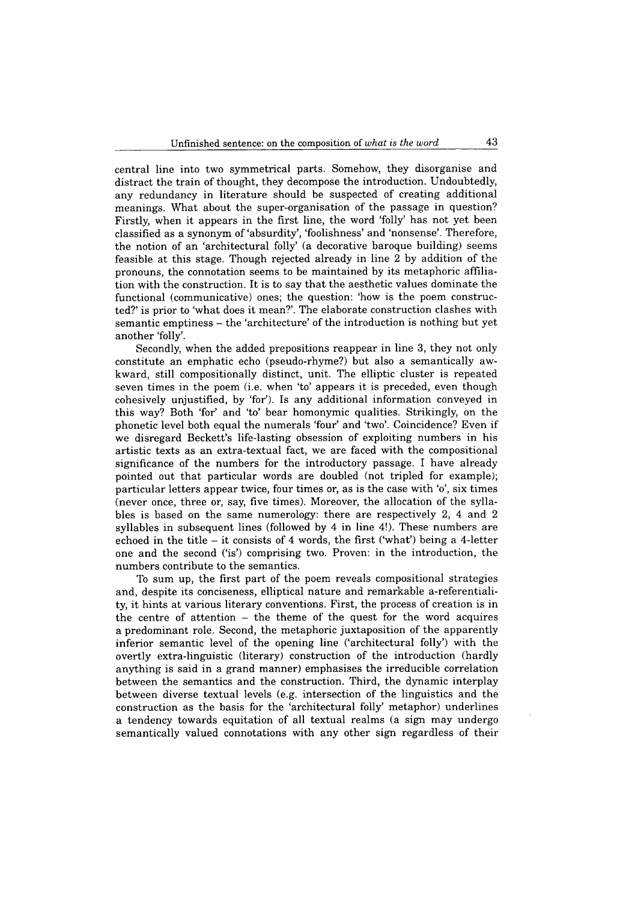central line into two symmetrical parts. Somehow, they disorganise and distract the train of thought, they decompose the introduction. Undoubtedly, any redundancy in literature should be suspected of creating additional meanings. What about the super-organisation of the passage in question? Firstly, when it appears in the first line, the word 'folly' has not yet been classified as a synonym of 'absurdity', 'foolishness' and 'nonsense'. Therefore, the notion of an 'architectural folly' (a decorative baroque building) seems feasible at this stage. Though rejected already in line 2 by addition of the pronouns, the connotation seems to be maintained by its metaphoric affiliation with the construction. It is to say that the aesthetic values dominate the functional (communicative) ones; the question: 'how is the poem constructed?' is prior to 'what does it mean?'. The elaborate construction clashes with semantic emptiness – the 'architecture' of the introduction is nothing but yet another 'folly'.

Secondly, when the added prepositions reappear in line 3, they not only constitute an emphatic echo (pseudo-rhyme?) but also a semantically awkward, still compositionally distinct, unit. The elliptic cluster is repeated seven times in the poem (i.e. when 'to' appears it is preceded, even though cohesively unjustified, by 'for'). Is any additional information conveyed in this way? Both 'for' and 'to' bear homonymic qualities. Strikingly, on the phonetic level both equal the numerals 'four' and 'two'. Coincidence? Even if we disregard Beckett's life-lasting obsession of exploiting numbers in his artistic texts as an extra-textual fact, we are faced with the compositional significance of the numbers for the introductory passage. I have already pointed out that particular words are doubled (not tripled for example); particular letters appear twice, four times or, as is the case with 'o', six times (never once, three or, say, five times). Moreover, the allocation of the syllables is based on the same numerology: there are respectively 2, 4 and 2 syllables in subsequent lines (followed by 4 in line 4!). These numbers are echoed in the title – it consists of 4 words, the first ('what') being a 4-letter one and the second ('is') comprising two. Proven: in the introduction, the numbers contribute to the semantics.

To sum up, the first part of the poem reveals compositional strategies and, despite its conciseness, elliptical nature and remarkable a-referentiality, it hints at various literary conventions. First, the process of creation is in the centre of attention – the theme of the quest for the word acquires a predominant role. Second, the metaphoric juxtaposition of the apparently inferior semantic level of the opening line ('architectural folly') with the overtly extra-linguistic (literary) construction of the introduction (hardly anything is said in a grand manner) emphasises the irreducible correlation between the semantics and the construction. Third, the dynamic interplay between diverse textual levels (e.g. intersection of the linguistics and the construction as the basis for the 'architectural folly' metaphor) underlines a tendency towards equitation of all textual realms (a sign may undergo semantically valued connotations with any other sign regardless of their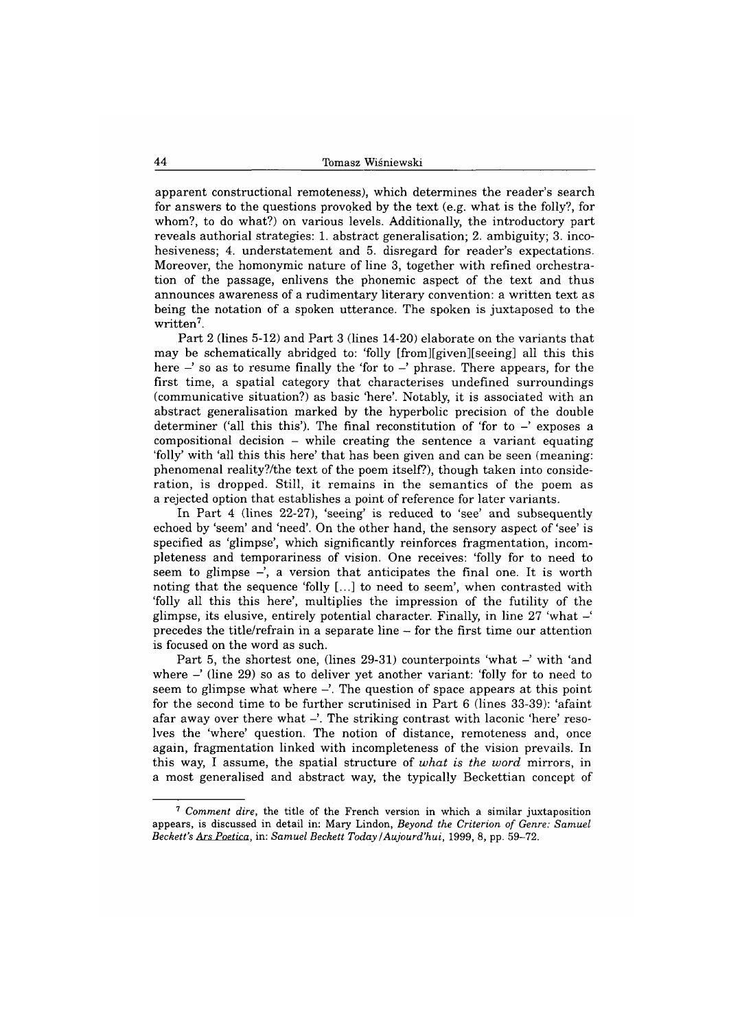apparent constructional remoteness), which determines the reader's search for answers to the questions provoked by the text (e.g. what is the folly?, for whom?, to do what?) on various levels. Additionally, the introductory part reveals authorial strategies: 1. abstract generalisation; 2. ambiguity; 3. incohesiveness; 4. understatement and 5. disregard for reader's expectations. Moreover, the homonymic nature of line 3, together with refined orchestration of the passage, enlivens the phonemic aspect of the text and thus announces awareness of a rudimentary literary convention: a written text as being the notation of a spoken utterance. The spoken is juxtaposed to the written[7].

Part 2 (lines 5-12) and Part 3 (lines 14-20) elaborate on the variants that may be schematically abridged to: 'folly [from][given][seeing] all this this here –' so as to resume finally the 'for to –' phrase. There appears, for the first time, a spatial category that characterises undefined surroundings (communicative situation?) as basic 'here'. Notably, it is associated with an abstract generalisation marked by the hyperbolic precision of the double determiner ('all this this'). The final reconstitution of 'for to –' exposes a compositional decision – while creating the sentence a variant equating 'folly' with 'all this this here' that has been given and can be seen (meaning: phenomenal reality?/the text of the poem itself?), though taken into consideration, is dropped. Still, it remains in the semantics of the poem as a rejected option that establishes a point of reference for later variants.

In Part 4 (lines 22-27), 'seeing' is reduced to 'see' and subsequently echoed by 'seem' and 'need'. On the other hand, the sensory aspect of 'see' is specified as 'glimpse', which significantly reinforces fragmentation, incompleteness and temporariness of vision. One receives: 'folly for to need to seem to glimpse –', a version that anticipates the final one. It is worth noting that the sequence 'folly [...] to need to seem', when contrasted with 'folly all this this here', multiplies the impression of the futility of the glimpse, its elusive, entirely potential character. Finally, in line 27 'what –' precedes the title/refrain in a separate line – for the first time our attention is focused on the word as such.

Part 5, the shortest one, (lines 29-31) counterpoints 'what –' with 'and where –' (line 29) so as to deliver yet another variant: 'folly for to need to seem to glimpse what where –'. The question of space appears at this point for the second time to be further scrutinised in Part 6 (lines 33-39): 'afaint afar away over there what –'. The striking contrast with laconic 'here' resolves the 'where' question. The notion of distance, remoteness and, once again, fragmentation linked with incompleteness of the vision prevails. In this way, I assume, the spatial structure of *what is the word* mirrors, in a most generalised and abstract way, the typically Beckettian concept of

---

[7] *Comment dire*, the title of the French version in which a similar juxtaposition appears, is discussed in detail in: Mary Lindon, *Beyond the Criterion of Genre: Samuel Beckett's Ars Poetica*, in: *Samuel Beckett Today / Aujourd'hui*, 1999, 8, pp. 59–72.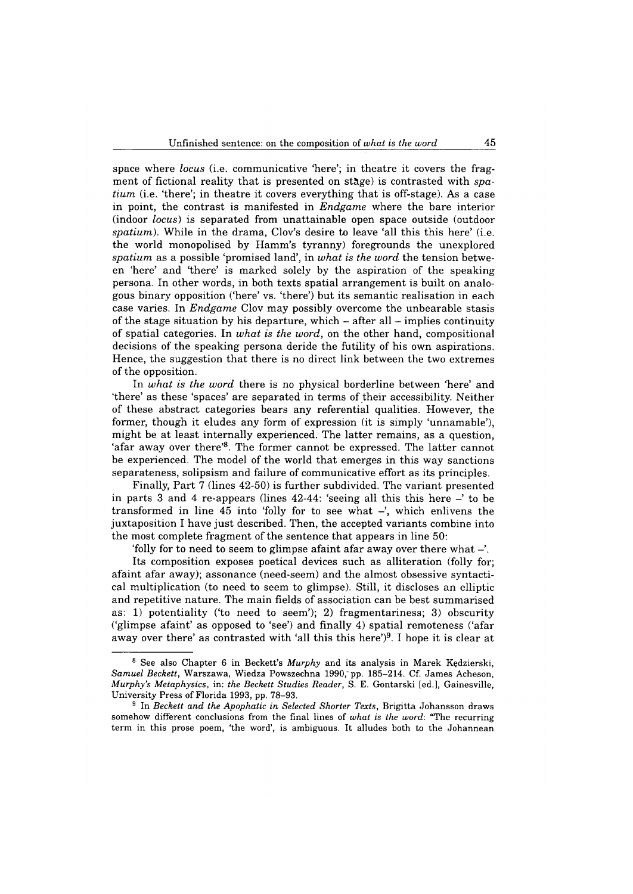space where *locus* (i.e. communicative 'here'; in theatre it covers the fragment of fictional reality that is presented on stage) is contrasted with *spatium* (i.e. 'there'; in theatre it covers everything that is off-stage). As a case in point, the contrast is manifested in *Endgame* where the bare interior (indoor *locus*) is separated from unattainable open space outside (outdoor *spatium*). While in the drama, Clov's desire to leave 'all this this here' (i.e. the world monopolised by Hamm's tyranny) foregrounds the unexplored *spatium* as a possible 'promised land', in *what is the word* the tension between 'here' and 'there' is marked solely by the aspiration of the speaking persona. In other words, in both texts spatial arrangement is built on analogous binary opposition ('here' vs. 'there') but its semantic realisation in each case varies. In *Endgame* Clov may possibly overcome the unbearable stasis of the stage situation by his departure, which – after all – implies continuity of spatial categories. In *what is the word*, on the other hand, compositional decisions of the speaking persona deride the futility of his own aspirations. Hence, the suggestion that there is no direct link between the two extremes of the opposition.

In *what is the word* there is no physical borderline between 'here' and 'there' as these 'spaces' are separated in terms of their accessibility. Neither of these abstract categories bears any referential qualities. However, the former, though it eludes any form of expression (it is simply 'unnamable'), might be at least internally experienced. The latter remains, as a question, 'afar away over there'[8]. The former cannot be expressed. The latter cannot be experienced. The model of the world that emerges in this way sanctions separateness, solipsism and failure of communicative effort as its principles.

Finally, Part 7 (lines 42-50) is further subdivided. The variant presented in parts 3 and 4 re-appears (lines 42-44: 'seeing all this this here –' to be transformed in line 45 into 'folly for to see what –', which enlivens the juxtaposition I have just described. Then, the accepted variants combine into the most complete fragment of the sentence that appears in line 50:

'folly for to need to seem to glimpse afaint afar away over there what –'.

Its composition exposes poetical devices such as alliteration (folly for; afaint afar away); assonance (need-seem) and the almost obsessive syntactical multiplication (to need to seem to glimpse). Still, it discloses an elliptic and repetitive nature. The main fields of association can be best summarised as: 1) potentiality ('to need to seem'); 2) fragmentariness; 3) obscurity ('glimpse afaint' as opposed to 'see') and finally 4) spatial remoteness ('afar away over there' as contrasted with 'all this this here')[9]. I hope it is clear at

---

[8] See also Chapter 6 in Beckett's *Murphy* and its analysis in Marek Kędzierski, *Samuel Beckett*, Warszawa, Wiedza Powszechna 1990, pp. 185–214. Cf. James Acheson, *Murphy's Metaphysics*, in: *the Beckett Studies Reader*, S. E. Gontarski [ed.], Gainesville, University Press of Florida 1993, pp. 78–93.

[9] In *Beckett and the Apophatic in Selected Shorter Texts*, Brigitta Johansson draws somehow different conclusions from the final lines of *what is the word*: "The recurring term in this prose poem, 'the word', is ambiguous. It alludes both to the Johannean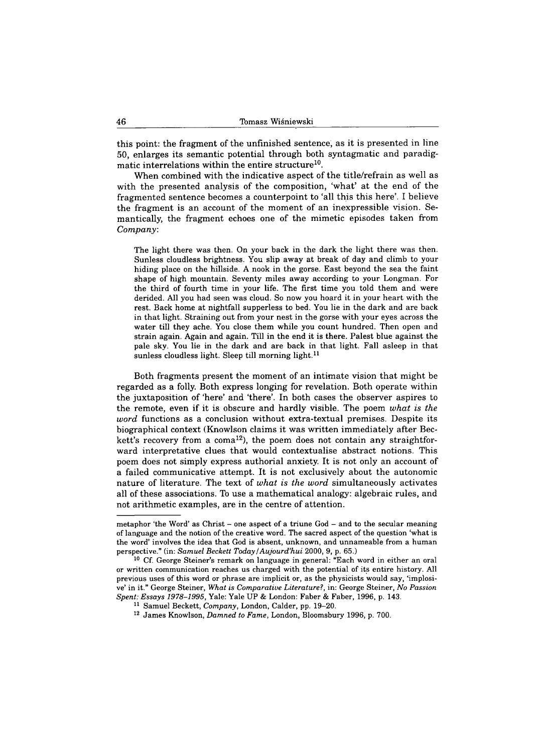this point: the fragment of the unfinished sentence, as it is presented in line 50, enlarges its semantic potential through both syntagmatic and paradigmatic interrelations within the entire structure[10].

When combined with the indicative aspect of the title/refrain as well as with the presented analysis of the composition, 'what' at the end of the fragmented sentence becomes a counterpoint to 'all this this here'. I believe the fragment is an account of the moment of an inexpressible vision. Semantically, the fragment echoes one of the mimetic episodes taken from *Company*:

> The light there was then. On your back in the dark the light there was then. Sunless cloudless brightness. You slip away at break of day and climb to your hiding place on the hillside. A nook in the gorse. East beyond the sea the faint shape of high mountain. Seventy miles away according to your Longman. For the third of fourth time in your life. The first time you told them and were derided. All you had seen was cloud. So now you hoard it in your heart with the rest. Back home at nightfall supperless to bed. You lie in the dark and are back in that light. Straining out from your nest in the gorse with your eyes across the water till they ache. You close them while you count hundred. Then open and strain again. Again and again. Till in the end it is there. Palest blue against the pale sky. You lie in the dark and are back in that light. Fall asleep in that sunless cloudless light. Sleep till morning light.[11]

Both fragments present the moment of an intimate vision that might be regarded as a folly. Both express longing for revelation. Both operate within the juxtaposition of 'here' and 'there'. In both cases the observer aspires to the remote, even if it is obscure and hardly visible. The poem *what is the word* functions as a conclusion without extra-textual premises. Despite its biographical context (Knowlson claims it was written immediately after Beckett's recovery from a coma[12]), the poem does not contain any straightforward interpretative clues that would contextualise abstract notions. This poem does not simply express authorial anxiety. It is not only an account of a failed communicative attempt. It is not exclusively about the autonomic nature of literature. The text of *what is the word* simultaneously activates all of these associations. To use a mathematical analogy: algebraic rules, and not arithmetic examples, are in the centre of attention.

---

metaphor 'the Word' as Christ – one aspect of a triune God – and to the secular meaning of language and the notion of the creative word. The sacred aspect of the question 'what is the word' involves the idea that God is absent, unknown, and unnameable from a human perspective." (in: *Samuel Beckett Today/Aujourd'hui* 2000, 9, p. 65.)

[10] Cf. George Steiner's remark on language in general: "Each word in either an oral or written communication reaches us charged with the potential of its entire history. All previous uses of this word or phrase are implicit or, as the physicists would say, 'implosive' in it." George Steiner, *What is Comparative Literature?*, in: George Steiner, *No Passion Spent: Essays 1978–1995*, Yale: Yale UP & London: Faber & Faber, 1996, p. 143.

[11] Samuel Beckett, *Company*, London, Calder, pp. 19–20.

[12] James Knowlson, *Damned to Fame*, London, Bloomsbury 1996, p. 700.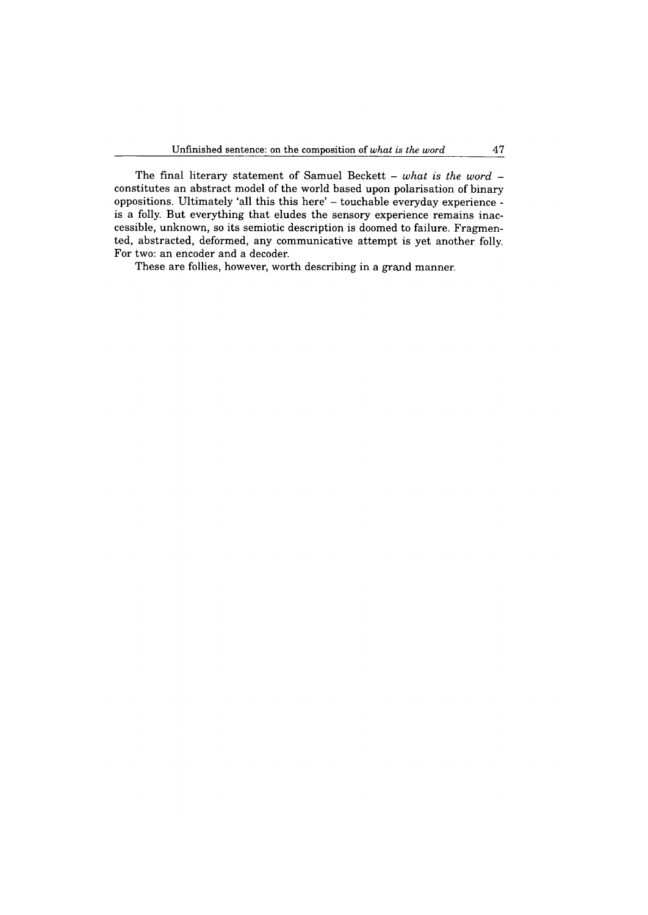The final literary statement of Samuel Beckett – *what is the word* – constitutes an abstract model of the world based upon polarisation of binary oppositions. Ultimately 'all this this here' – touchable everyday experience - is a folly. But everything that eludes the sensory experience remains inaccessible, unknown, so its semiotic description is doomed to failure. Fragmented, abstracted, deformed, any communicative attempt is yet another folly. For two: an encoder and a decoder.

These are follies, however, worth describing in a grand manner.